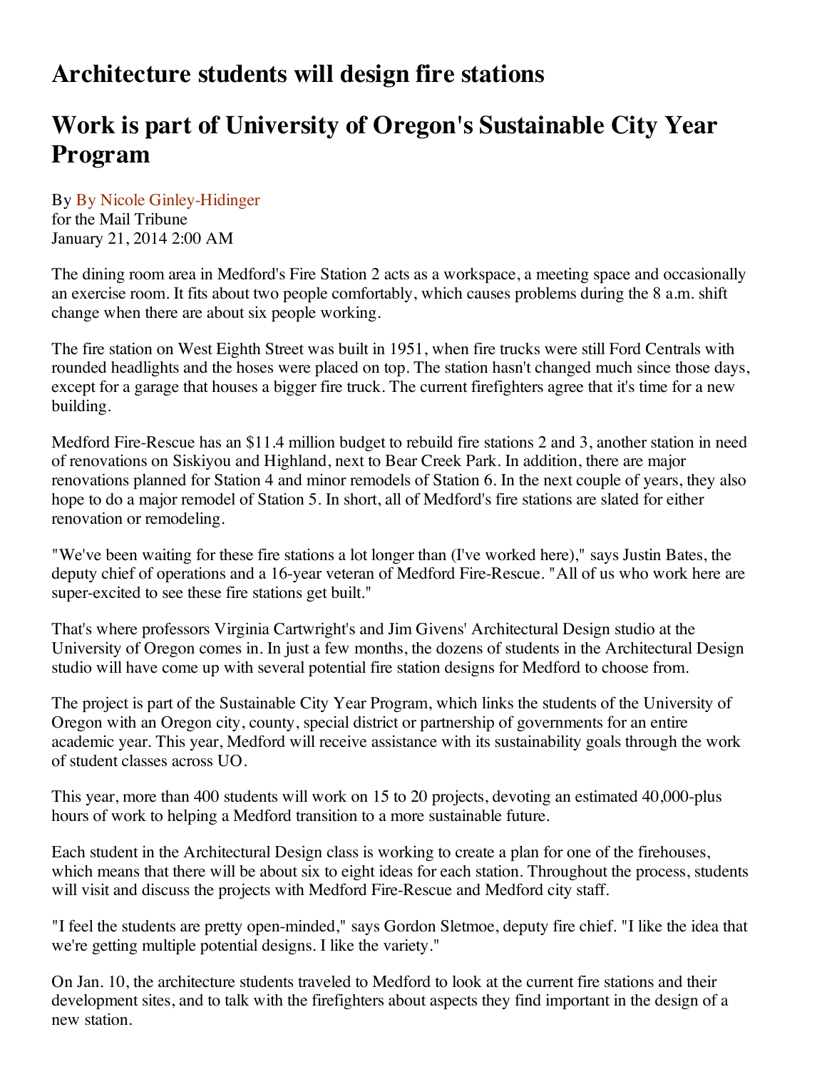# Architecture students will design fire stations

# Work is part of University of Oregon's Sustainable City Year Program

By By Nicole Ginley-Hidinger
for the Mail Tribune
January 21, 2014 2:00 AM

The dining room area in Medford's Fire Station 2 acts as a workspace, a meeting space and occasionally an exercise room. It fits about two people comfortably, which causes problems during the 8 a.m. shift change when there are about six people working.

The fire station on West Eighth Street was built in 1951, when fire trucks were still Ford Centrals with rounded headlights and the hoses were placed on top. The station hasn't changed much since those days, except for a garage that houses a bigger fire truck. The current firefighters agree that it's time for a new building.

Medford Fire-Rescue has an $11.4 million budget to rebuild fire stations 2 and 3, another station in need of renovations on Siskiyou and Highland, next to Bear Creek Park. In addition, there are major renovations planned for Station 4 and minor remodels of Station 6. In the next couple of years, they also hope to do a major remodel of Station 5. In short, all of Medford's fire stations are slated for either renovation or remodeling.

"We've been waiting for these fire stations a lot longer than (I've worked here)," says Justin Bates, the deputy chief of operations and a 16-year veteran of Medford Fire-Rescue. "All of us who work here are super-excited to see these fire stations get built."

That's where professors Virginia Cartwright's and Jim Givens' Architectural Design studio at the University of Oregon comes in. In just a few months, the dozens of students in the Architectural Design studio will have come up with several potential fire station designs for Medford to choose from.

The project is part of the Sustainable City Year Program, which links the students of the University of Oregon with an Oregon city, county, special district or partnership of governments for an entire academic year. This year, Medford will receive assistance with its sustainability goals through the work of student classes across UO.

This year, more than 400 students will work on 15 to 20 projects, devoting an estimated 40,000-plus hours of work to helping a Medford transition to a more sustainable future.

Each student in the Architectural Design class is working to create a plan for one of the firehouses, which means that there will be about six to eight ideas for each station. Throughout the process, students will visit and discuss the projects with Medford Fire-Rescue and Medford city staff.

"I feel the students are pretty open-minded," says Gordon Sletmoe, deputy fire chief. "I like the idea that we're getting multiple potential designs. I like the variety."

On Jan. 10, the architecture students traveled to Medford to look at the current fire stations and their development sites, and to talk with the firefighters about aspects they find important in the design of a new station.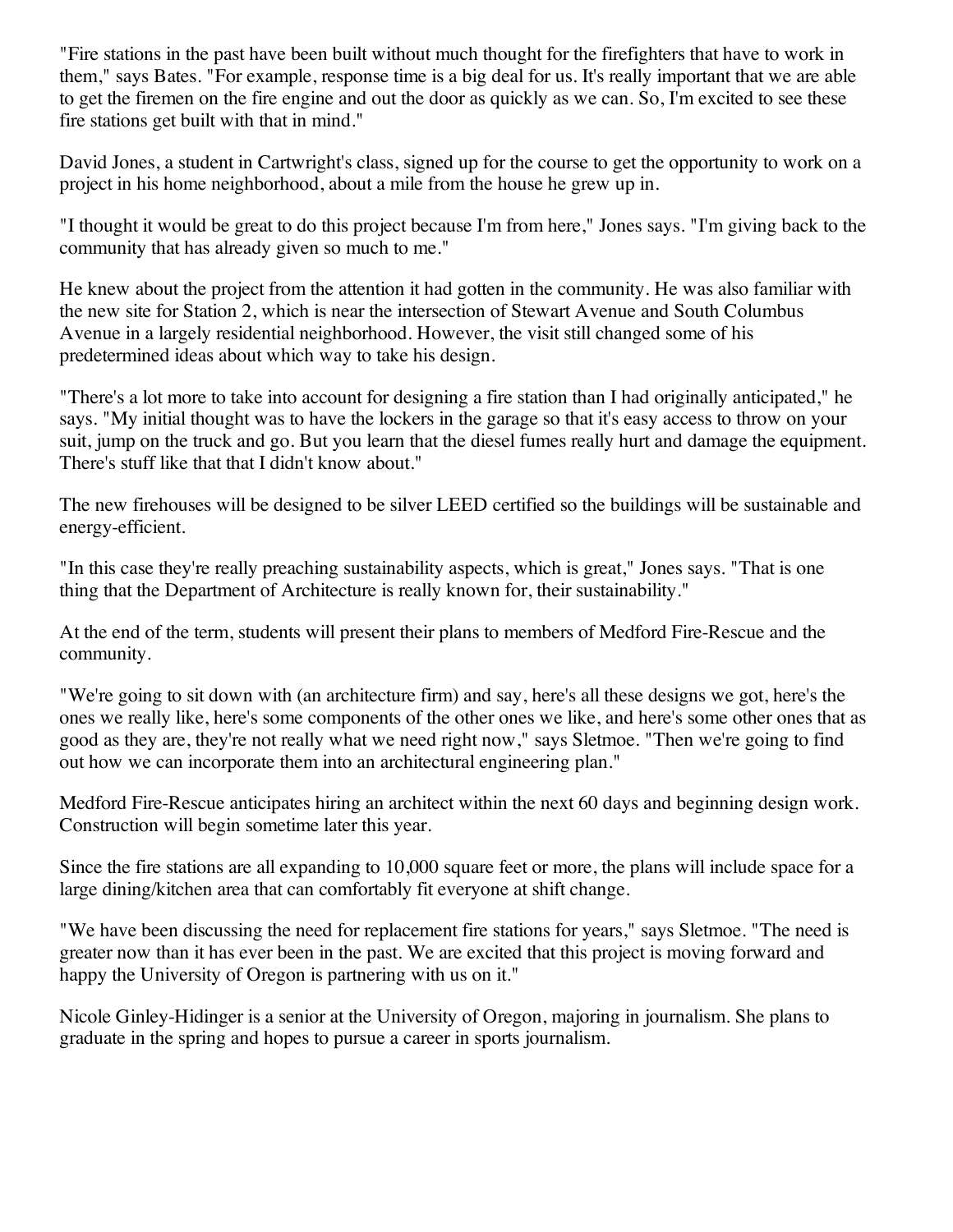"Fire stations in the past have been built without much thought for the firefighters that have to work in them," says Bates. "For example, response time is a big deal for us. It's really important that we are able to get the firemen on the fire engine and out the door as quickly as we can. So, I'm excited to see these fire stations get built with that in mind."

David Jones, a student in Cartwright's class, signed up for the course to get the opportunity to work on a project in his home neighborhood, about a mile from the house he grew up in.

"I thought it would be great to do this project because I'm from here," Jones says. "I'm giving back to the community that has already given so much to me."

He knew about the project from the attention it had gotten in the community. He was also familiar with the new site for Station 2, which is near the intersection of Stewart Avenue and South Columbus Avenue in a largely residential neighborhood. However, the visit still changed some of his predetermined ideas about which way to take his design.

"There's a lot more to take into account for designing a fire station than I had originally anticipated," he says. "My initial thought was to have the lockers in the garage so that it's easy access to throw on your suit, jump on the truck and go. But you learn that the diesel fumes really hurt and damage the equipment. There's stuff like that that I didn't know about."

The new firehouses will be designed to be silver LEED certified so the buildings will be sustainable and energy-efficient.

"In this case they're really preaching sustainability aspects, which is great," Jones says. "That is one thing that the Department of Architecture is really known for, their sustainability."

At the end of the term, students will present their plans to members of Medford Fire-Rescue and the community.

"We're going to sit down with (an architecture firm) and say, here's all these designs we got, here's the ones we really like, here's some components of the other ones we like, and here's some other ones that as good as they are, they're not really what we need right now," says Sletmoe. "Then we're going to find out how we can incorporate them into an architectural engineering plan."

Medford Fire-Rescue anticipates hiring an architect within the next 60 days and beginning design work. Construction will begin sometime later this year.

Since the fire stations are all expanding to 10,000 square feet or more, the plans will include space for a large dining/kitchen area that can comfortably fit everyone at shift change.

"We have been discussing the need for replacement fire stations for years," says Sletmoe. "The need is greater now than it has ever been in the past. We are excited that this project is moving forward and happy the University of Oregon is partnering with us on it."

Nicole Ginley-Hidinger is a senior at the University of Oregon, majoring in journalism. She plans to graduate in the spring and hopes to pursue a career in sports journalism.